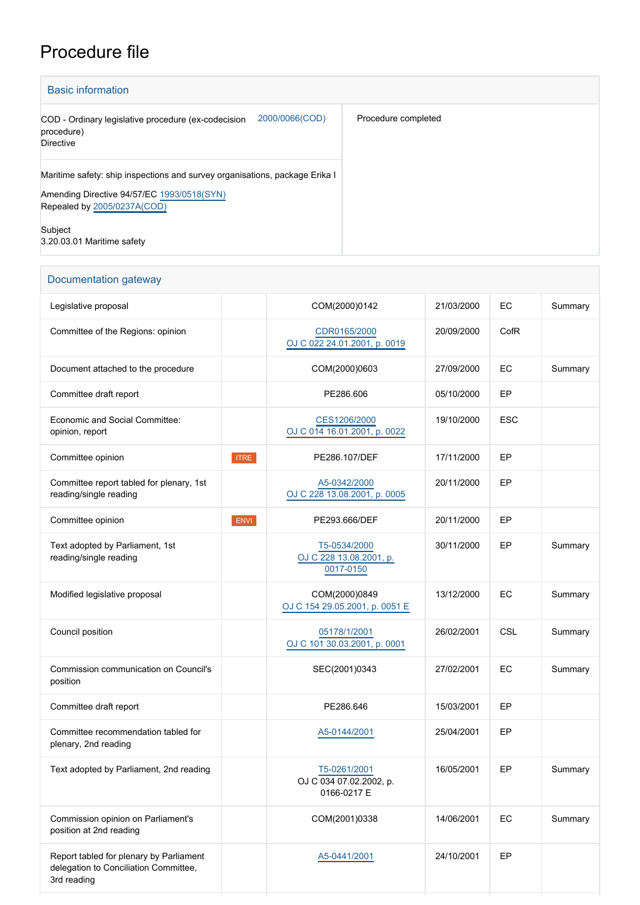# Procedure file

## Basic information

| | |
|---|---|
| COD - Ordinary legislative procedure (ex-codecision procedure)<br>Directive 2000/0066(COD) | Procedure completed |
| Maritime safety: ship inspections and survey organisations, package Erika I<br><br>Amending Directive 94/57/EC 1993/0518(SYN)<br>Repealed by 2005/0237A(COD)<br><br>Subject<br>3.20.03.01 Maritime safety | |

## Documentation gateway

| | | | | | |
|---|---|---|---|---|---|
| Legislative proposal | | COM(2000)0142 | 21/03/2000 | EC | Summary |
| Committee of the Regions: opinion | | CDR0165/2000<br>OJ C 022 24.01.2001, p. 0019 | 20/09/2000 | CofR | |
| Document attached to the procedure | | COM(2000)0603 | 27/09/2000 | EC | Summary |
| Committee draft report | | PE286.606 | 05/10/2000 | EP | |
| Economic and Social Committee: opinion, report | | CES1206/2000<br>OJ C 014 16.01.2001, p. 0022 | 19/10/2000 | ESC | |
| Committee opinion | ITRE | PE286.107/DEF | 17/11/2000 | EP | |
| Committee report tabled for plenary, 1st reading/single reading | | A5-0342/2000<br>OJ C 228 13.08.2001, p. 0005 | 20/11/2000 | EP | |
| Committee opinion | ENVI | PE293.666/DEF | 20/11/2000 | EP | |
| Text adopted by Parliament, 1st reading/single reading | | T5-0534/2000<br>OJ C 228 13.08.2001, p. 0017-0150 | 30/11/2000 | EP | Summary |
| Modified legislative proposal | | COM(2000)0849<br>OJ C 154 29.05.2001, p. 0051 E | 13/12/2000 | EC | Summary |
| Council position | | 05178/1/2001<br>OJ C 101 30.03.2001, p. 0001 | 26/02/2001 | CSL | Summary |
| Commission communication on Council's position | | SEC(2001)0343 | 27/02/2001 | EC | Summary |
| Committee draft report | | PE286.646 | 15/03/2001 | EP | |
| Committee recommendation tabled for plenary, 2nd reading | | A5-0144/2001 | 25/04/2001 | EP | |
| Text adopted by Parliament, 2nd reading | | T5-0261/2001<br>OJ C 034 07.02.2002, p. 0166-0217 E | 16/05/2001 | EP | Summary |
| Commission opinion on Parliament's position at 2nd reading | | COM(2001)0338 | 14/06/2001 | EC | Summary |
| Report tabled for plenary by Parliament delegation to Conciliation Committee, 3rd reading | | A5-0441/2001 | 24/10/2001 | EP | |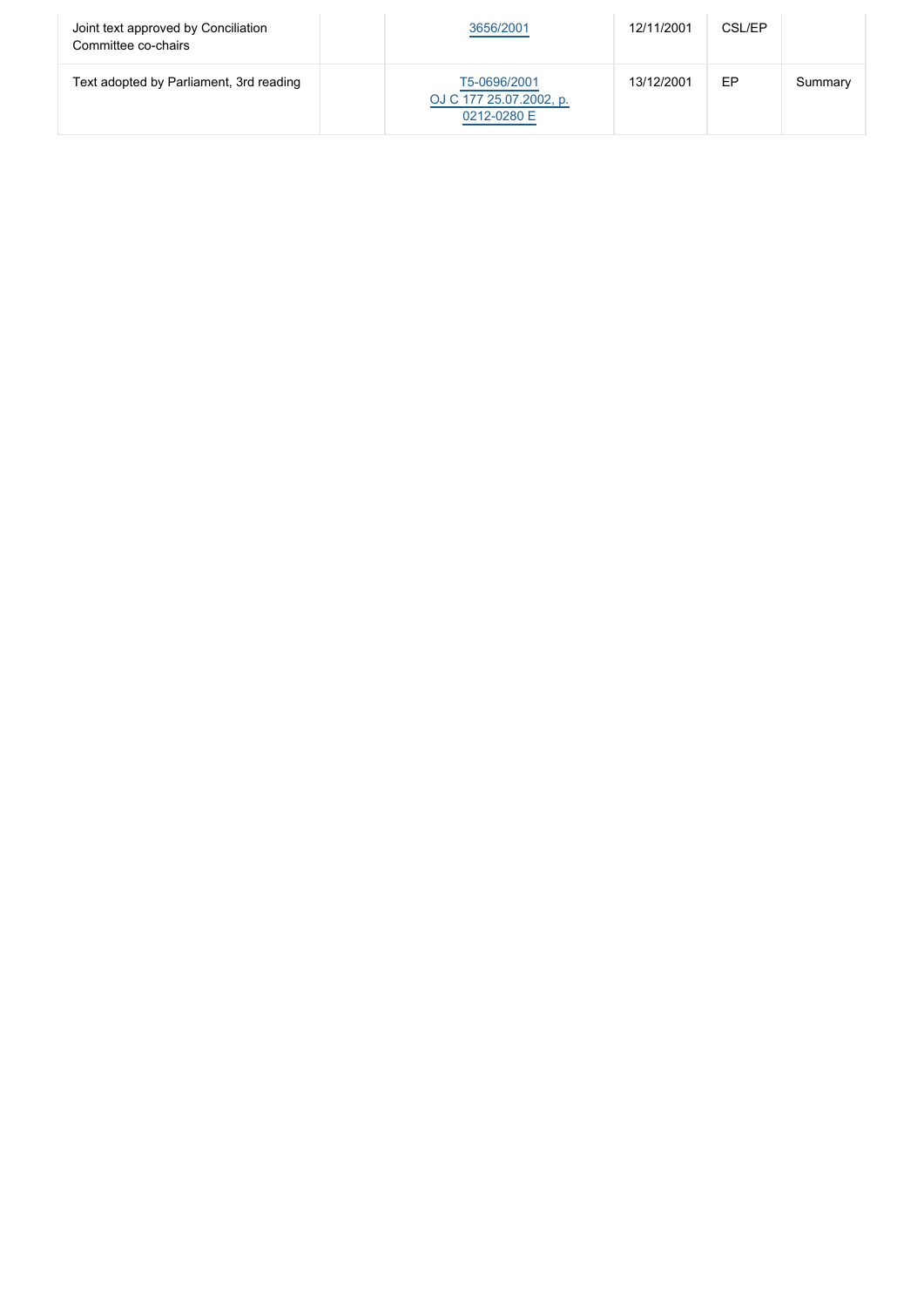| | | | | | |
|---|---|---|---|---|---|
| Joint text approved by Conciliation Committee co-chairs | | 3656/2001 | 12/11/2001 | CSL/EP | |
| Text adopted by Parliament, 3rd reading | | T5-0696/2001 OJ C 177 25.07.2002, p. 0212-0280 E | 13/12/2001 | EP | Summary |